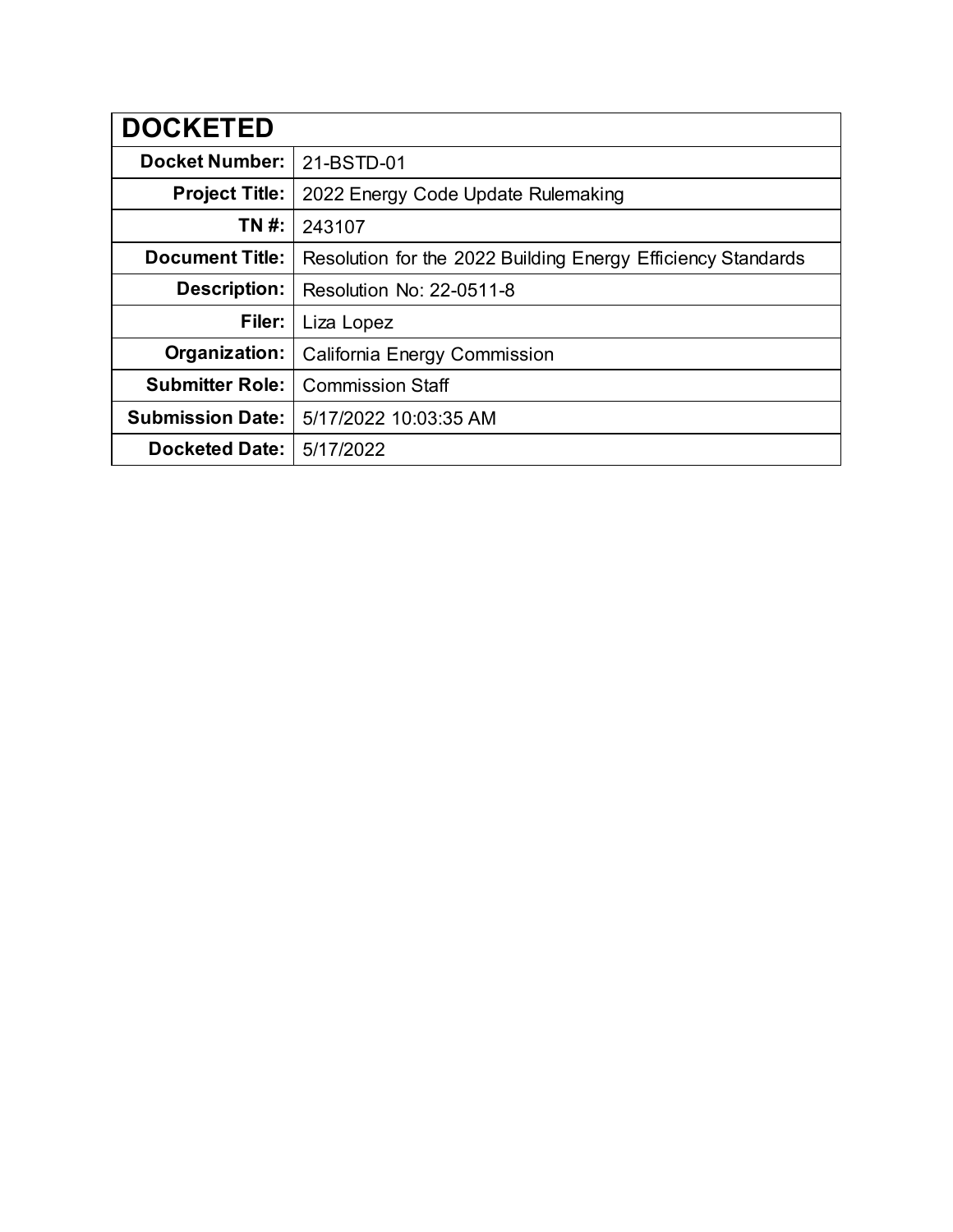| DOCKETED | |
|---|---|
| **Docket Number:** | 21-BSTD-01 |
| **Project Title:** | 2022 Energy Code Update Rulemaking |
| **TN #:** | 243107 |
| **Document Title:** | Resolution for the 2022 Building Energy Efficiency Standards |
| **Description:** | Resolution No: 22-0511-8 |
| **Filer:** | Liza Lopez |
| **Organization:** | California Energy Commission |
| **Submitter Role:** | Commission Staff |
| **Submission Date:** | 5/17/2022 10:03:35 AM |
| **Docketed Date:** | 5/17/2022 |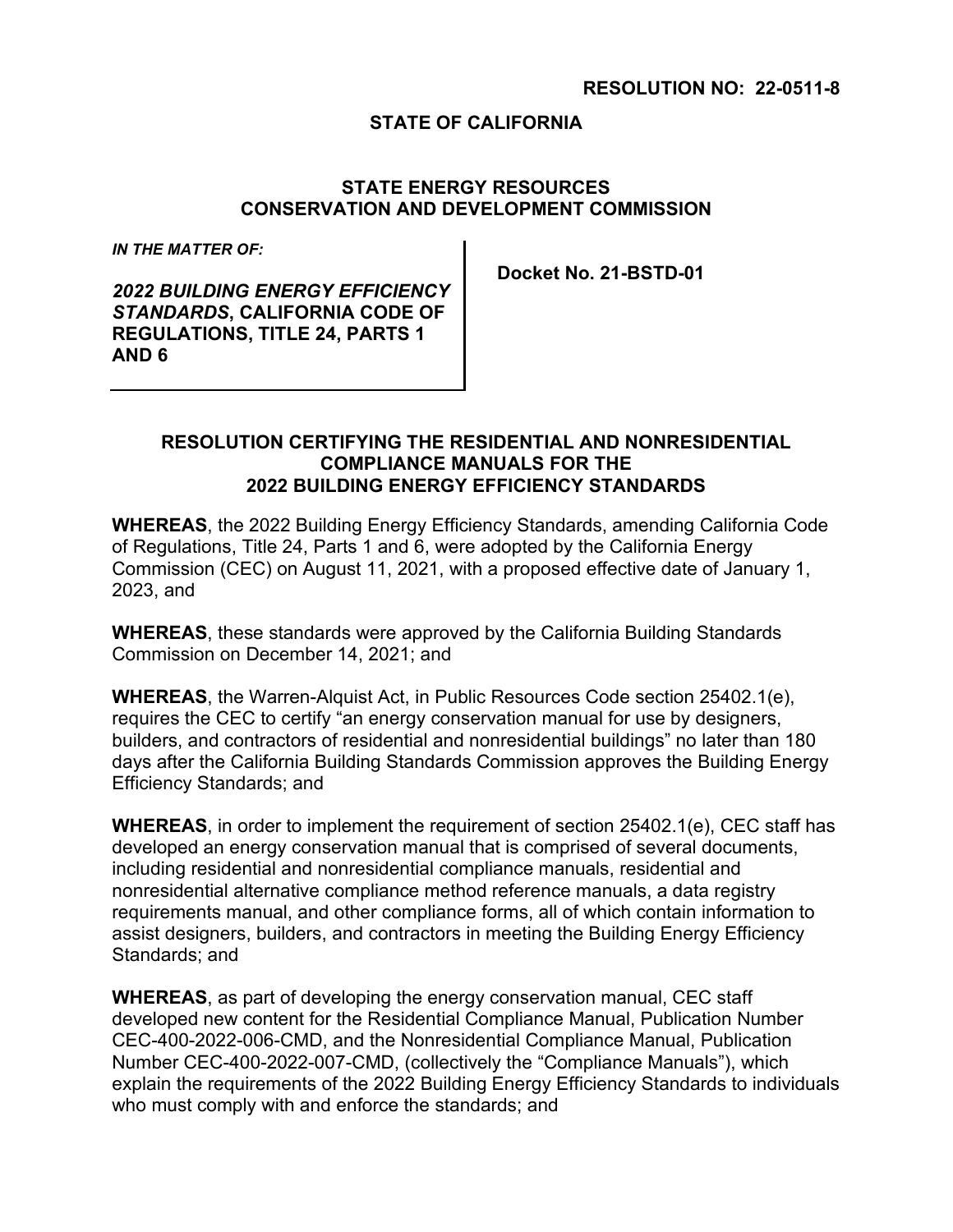**RESOLUTION NO: 22-0511-8**

**STATE OF CALIFORNIA**

**STATE ENERGY RESOURCES CONSERVATION AND DEVELOPMENT COMMISSION**

| *IN THE MATTER OF:* <br><br> ***2022 BUILDING ENERGY EFFICIENCY STANDARDS*, CALIFORNIA CODE OF REGULATIONS, TITLE 24, PARTS 1 AND 6** | **Docket No. 21-BSTD-01** |
| --- | --- |

## RESOLUTION CERTIFYING THE RESIDENTIAL AND NONRESIDENTIAL COMPLIANCE MANUALS FOR THE 2022 BUILDING ENERGY EFFICIENCY STANDARDS

**WHEREAS**, the 2022 Building Energy Efficiency Standards, amending California Code of Regulations, Title 24, Parts 1 and 6, were adopted by the California Energy Commission (CEC) on August 11, 2021, with a proposed effective date of January 1, 2023, and

**WHEREAS**, these standards were approved by the California Building Standards Commission on December 14, 2021; and

**WHEREAS**, the Warren-Alquist Act, in Public Resources Code section 25402.1(e), requires the CEC to certify "an energy conservation manual for use by designers, builders, and contractors of residential and nonresidential buildings" no later than 180 days after the California Building Standards Commission approves the Building Energy Efficiency Standards; and

**WHEREAS**, in order to implement the requirement of section 25402.1(e), CEC staff has developed an energy conservation manual that is comprised of several documents, including residential and nonresidential compliance manuals, residential and nonresidential alternative compliance method reference manuals, a data registry requirements manual, and other compliance forms, all of which contain information to assist designers, builders, and contractors in meeting the Building Energy Efficiency Standards; and

**WHEREAS**, as part of developing the energy conservation manual, CEC staff developed new content for the Residential Compliance Manual, Publication Number CEC-400-2022-006-CMD, and the Nonresidential Compliance Manual, Publication Number CEC-400-2022-007-CMD, (collectively the "Compliance Manuals"), which explain the requirements of the 2022 Building Energy Efficiency Standards to individuals who must comply with and enforce the standards; and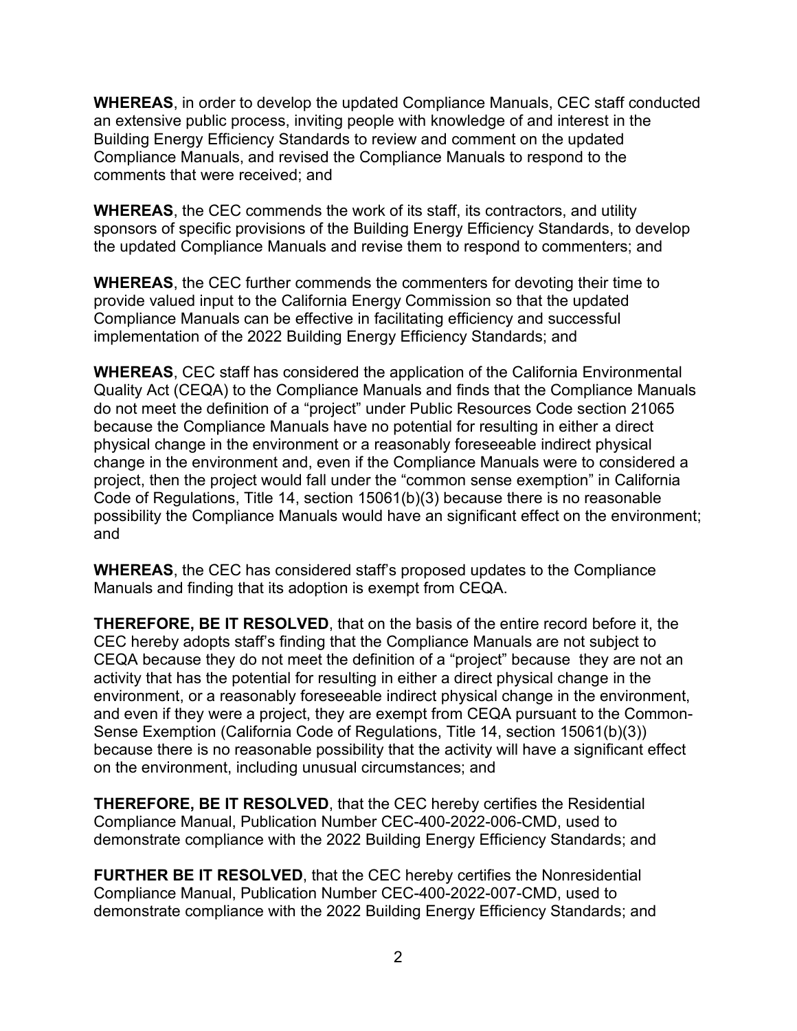**WHEREAS**, in order to develop the updated Compliance Manuals, CEC staff conducted an extensive public process, inviting people with knowledge of and interest in the Building Energy Efficiency Standards to review and comment on the updated Compliance Manuals, and revised the Compliance Manuals to respond to the comments that were received; and

**WHEREAS**, the CEC commends the work of its staff, its contractors, and utility sponsors of specific provisions of the Building Energy Efficiency Standards, to develop the updated Compliance Manuals and revise them to respond to commenters; and

**WHEREAS**, the CEC further commends the commenters for devoting their time to provide valued input to the California Energy Commission so that the updated Compliance Manuals can be effective in facilitating efficiency and successful implementation of the 2022 Building Energy Efficiency Standards; and

**WHEREAS**, CEC staff has considered the application of the California Environmental Quality Act (CEQA) to the Compliance Manuals and finds that the Compliance Manuals do not meet the definition of a "project" under Public Resources Code section 21065 because the Compliance Manuals have no potential for resulting in either a direct physical change in the environment or a reasonably foreseeable indirect physical change in the environment and, even if the Compliance Manuals were to considered a project, then the project would fall under the "common sense exemption" in California Code of Regulations, Title 14, section 15061(b)(3) because there is no reasonable possibility the Compliance Manuals would have an significant effect on the environment; and

**WHEREAS**, the CEC has considered staff's proposed updates to the Compliance Manuals and finding that its adoption is exempt from CEQA.

**THEREFORE, BE IT RESOLVED**, that on the basis of the entire record before it, the CEC hereby adopts staff's finding that the Compliance Manuals are not subject to CEQA because they do not meet the definition of a "project" because they are not an activity that has the potential for resulting in either a direct physical change in the environment, or a reasonably foreseeable indirect physical change in the environment, and even if they were a project, they are exempt from CEQA pursuant to the Common-Sense Exemption (California Code of Regulations, Title 14, section 15061(b)(3)) because there is no reasonable possibility that the activity will have a significant effect on the environment, including unusual circumstances; and

**THEREFORE, BE IT RESOLVED**, that the CEC hereby certifies the Residential Compliance Manual, Publication Number CEC-400-2022-006-CMD, used to demonstrate compliance with the 2022 Building Energy Efficiency Standards; and

**FURTHER BE IT RESOLVED**, that the CEC hereby certifies the Nonresidential Compliance Manual, Publication Number CEC-400-2022-007-CMD, used to demonstrate compliance with the 2022 Building Energy Efficiency Standards; and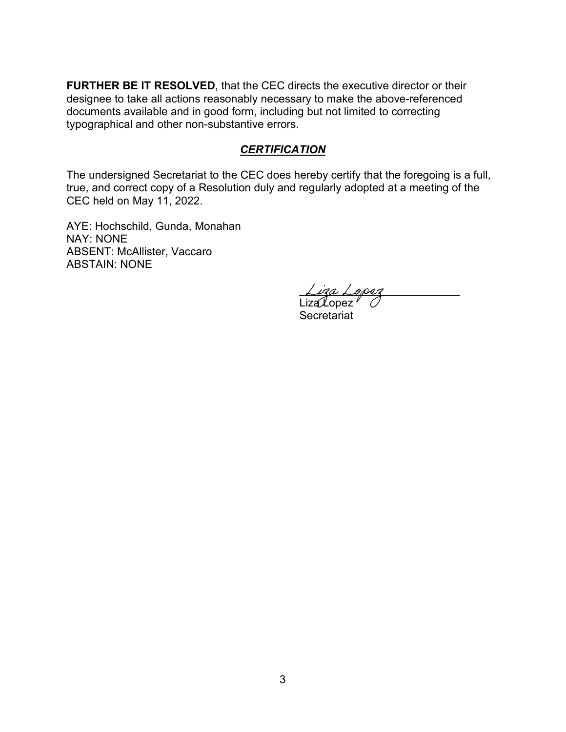**FURTHER BE IT RESOLVED**, that the CEC directs the executive director or their designee to take all actions reasonably necessary to make the above-referenced documents available and in good form, including but not limited to correcting typographical and other non-substantive errors.

### ***CERTIFICATION***

The undersigned Secretariat to the CEC does hereby certify that the foregoing is a full, true, and correct copy of a Resolution duly and regularly adopted at a meeting of the CEC held on May 11, 2022.

AYE: Hochschild, Gunda, Monahan
NAY: NONE
ABSENT: McAllister, Vaccaro
ABSTAIN: NONE

Liza Lopez
Liza Lopez
Secretariat